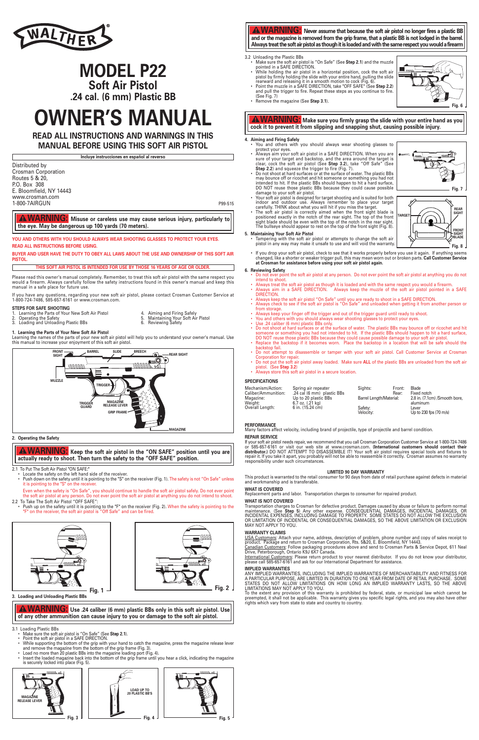WALTHER®

# MODEL P22

## Soft Air Pistol

## .24 cal. (6 mm) Plastic BB

# OWNER'S MANUAL

## READ ALL INSTRUCTIONS AND WARNINGS IN THIS MANUAL BEFORE USING THIS SOFT AIR PISTOL

Incluye instrucciones en español al reverso

Distributed by
Crosman Corporation
Routes 5 & 20,
P.O. Box 308
E. Bloomfield, NY 14443
www.crosman.com
1-800-7AIRGUN

P99-515

**⚠WARNING: Misuse or careless use may cause serious injury, particularly to the eye. May be dangerous up 100 yards (70 meters).**

**YOU AND OTHERS WITH YOU SHOULD ALWAYS WEAR SHOOTING GLASSES TO PROTECT YOUR EYES.**

**READ ALL INSTRUCTIONS BEFORE USING.**

**BUYER AND USER HAVE THE DUTY TO OBEY ALL LAWS ABOUT THE USE AND OWNERSHIP OF THIS SOFT AIR PISTOL.**

**THIS SOFT AIR PISTOL IS INTENDED FOR USE BY THOSE 16 YEARS OF AGE OR OLDER.**

Please read this owner's manual completely. Remember, to treat this soft air pistol with the same respect you would a firearm. Always carefully follow the safety instructions found in this owner's manual and keep this manual in a safe place for future use.

If you have any questions, regarding your new soft air pistol, please contact Crosman Customer Service at 1-800-724-7486, 585-657-6161 or www.crosman.com.

**STEPS FOR SAFE SHOOTING**

1. Learning the Parts of Your New Soft Air Pistol
2. Operating the Safety
3. Loading and Unloading Plastic BBs
4. Aiming and Firing Safely
5. Maintaining Your Soft Air Pistol
6. Reviewing Safety

**1. Learning the Parts of Your New Soft Air Pistol**

Learning the names of the parts of your new soft air pistol will help you to understand your owner's manual. Use this manual to increase your enjoyment of this soft air pistol.

FRONT SIGHT, BARREL, SLIDE, BREECH, REAR SIGHT, MUZZLE, TRIGGER, TRIGGER GUARD, MAGAZINE RELEASE LEVER, GRIP FRAME, MAGAZINE

**2. Operating the Safety**

**⚠WARNING: Keep the soft air pistol in the "ON SAFE" position until you are actually ready to shoot. Then turn the safety to the "OFF SAFE" position.**

2.1 To Put The Soft Air Pistol "ON SAFE:"

- Locate the safety on the left hand side of the receiver.
- Push down on the safety until it is pointing to the "S" on the receiver (Fig. 1). The safety is not "On Safe" unless it is pointing to the "S" on the receiver.

Even when the safety is "On Safe", you should continue to handle the soft air pistol safely. Do not ever point the soft air pistol at any person. Do not ever point the soft air pistol at anything you do not intend to shoot.

2.2 To Take The Soft Air Pistol "OFF SAFE":

- Push up on the safety until it is pointing to the "F" on the receiver (Fig. 2). When the safety is pointing to the "F" on the receiver, the soft air pistol is "Off Safe" and can be fired.

Fig. 1

Fig. 2

**3. Loading and Unloading Plastic BBs**

**⚠WARNING: Use .24 caliber (6 mm) plastic BBs only in this soft air pistol. Use of any other ammunition can cause injury to you or damage to the soft air pistol.**

3.1 Loading Plastic BBs

- Make sure the soft air pistol is "On Safe" (See **Step 2.1**).
- Point the soft air pistol in a SAFE DIRECTION.
- While supporting the bottom of the grip with your hand to catch the magazine, press the magazine release lever and remove the magazine from the bottom of the grip frame (Fig. 3).
- Load no more than 20 plastic BBs into the magazine loading port (Fig. 4).
- Insert the loaded magazine back into the bottom of the grip frame until you hear a click, indicating the magazine is securely locked into place (Fig. 5).

MAGAZINE RELEASE LEVER — Fig. 3

LOAD UP TO 20 PLASTIC BB'S — Fig. 4

Fig. 5

**⚠WARNING: Never assume that because the soft air pistol no longer fires a plastic BB and or the magazine is removed from the grip frame, that a plastic BB is not lodged in the barrel. Always treat the soft air pistol as though it is loaded and with the same respect you would a firearm.**

3.2 Unloading the Plastic BBs

- Make sure the soft air pistol is "On Safe" (See **Step 2.1**) and the muzzle pointed in a SAFE DIRECTION.
- While holding the air pistol in a horizontal position, cock the soft air pistol by firmly holding the slide with your entire hand, pulling the slide rearward and releasing it in a smooth motion to cock (Fig. 6).
- Point the muzzle in a SAFE DIRECTION, take "OFF SAFE" (See **Step 2.2**) and pull the trigger to fire. Repeat these steps as you continue to fire. (See Fig. 7)
- Remove the magazine (See **Step 3.1**).

Fig. 6

**⚠WARNING: Make sure you firmly grasp the slide with your entire hand as you cock it to prevent it from slipping and snapping shut, causing possible injury.**

**4. Aiming and Firing Safely**

- You and others with you should always wear shooting glasses to protect your eyes.
- Always aim your soft air pistol in a SAFE DIRECTION. When you are sure of your target and backstop, and the area around the target is clear, cock the soft air pistol (See **Step 3.2**), take "Off Safe" (See **Step 2.2**) and squeeze the trigger to fire (Fig. 7).
- Do not shoot at hard surfaces or at the surface of water. The plastic BBs may bounce off or ricochet and hit someone or something you had not intended to hit. If the plastic BBs should happen to hit a hard surface, DO NOT reuse those plastic BBs because they could cause possible damage to your soft air pistol.
- Your soft air pistol is designed for target shooting and is suited for both indoor and outdoor use. Always remember to place your target carefully. THINK about what you will hit if you miss the target.
- The soft air pistol is correctly aimed when the front sight blade is positioned exactly in the notch of the rear sight. The top of the front sight blade should be even with the top of the notch in the rear sight. The bullseye should appear to rest on the top of the front sight (Fig. 8).

Fig. 7

TARGET, REAR SIGHT, FRONT SIGHT BLADE — Fig. 8

**5. Maintaining Your Soft Air Pistol**

- Tampering with the soft air pistol or attempts to change the way the soft air pistol in any way may make it unsafe to use and will void the warranty.
- If you drop your soft air pistol, check to see that it works properly before you use it again. If anything seems changed, like a shorter or weaker trigger pull, this may mean worn out or broken parts. **Call Customer Service at Crosman for assistance before using your soft air pistol again.**

**6. Reviewing Safety**

- Do not ever point the soft air pistol at any person. Do not ever point the soft air pistol at anything you do not intend to shoot.
- Always treat the soft air pistol as though it is loaded and with the same respect you would a firearm.
- Always aim in a SAFE DIRECTION. Always keep the muzzle of the soft air pistol pointed in a SAFE DIRECTION.
- Always keep the soft air pistol "On Safe" until you are ready to shoot in a SAFE DIRECTION.
- Always check to see if the soft air pistol is "On Safe" and unloaded when getting it from another person or from storage.
- Always keep your finger off the trigger and out of the trigger guard until ready to shoot.
- You and others with you should always wear shooting glasses to protect your eyes.
- Use .24 caliber (6 mm) plastic BBs only.
- Do not shoot at hard surfaces or at the surface of water. The plastic BBs may bounce off or ricochet and hit someone or something you had not intended to hit. If the plastic BBs should happen to hit a hard surface, DO NOT reuse those plastic BBs because they could cause possible damage to your soft air pistol.
- Replace the backstop if it becomes worn. Place the backstop in a location that will be safe should the backstop fail.
- Do not attempt to disassemble or tamper with your soft air pistol. Call Customer Service at Crosman Corporation for repair.
- Do not put the soft air pistol away loaded. Make sure **ALL** of the plastic BBs are unloaded from the soft air pistol. (See **Step 3.2**)
- Always store this soft air pistol in a secure location.

**SPECIFICATIONS**

| | | | | |
|---|---|---|---|---|
| Mechanism/Action: | Spring air repeater | Sights: | Front: | Blade |
| Caliber/Ammunition: | .24 cal (6 mm) plastic BBs | | Rear: | Fixed notch |
| Magazine: | Up to 20 plastic BBs | Barrel Length/Material: | | 2.8 in. (7.1cm) /Smooth bore, aluminum |
| Weight: | 6.7 oz. (.21 kg) | | | |
| Overall Length: | 6 in. (15.24 cm) | Safety: | | Lever |
| | | Velocity: | | Up to 230 fps (70 m/s) |

**PERFORMANCE**

Many factors affect velocity, including brand of projectile, type of projectile and barrel condition.

**REPAIR SERVICE**

If your soft air pistol needs repair, we recommend that you call Crosman Corporation Customer Service at 1-800-724-7486 or 585-657-6161 or visit our web site at www.crosman.com. (**International customers should contact their distributor.**) DO NOT ATTEMPT TO DISASSEMBLE IT! Your soft air pistol requires special tools and fixtures to repair it. If you take it apart, you probably will not be able to reassemble it correctly. Crosman assumes no warranty responsibility under such circumstances.

**LIMITED 90 DAY WARRANTY**

This product is warranted to the retail consumer for 90 days from date of retail purchase against defects in material and workmanship and is transferable.

**WHAT IS COVERED**

Replacement parts and labor. Transportation charges to consumer for repaired product.

**WHAT IS NOT COVERED**

Transportation charges to Crosman for defective product. Damages caused by abuse or failure to perform normal maintenance. (See **Step 5**) Any other expense. CONSEQUENTIAL DAMAGES, INCIDENTAL DAMAGES, OR INCIDENTAL EXPENSES, INCLUDING DAMAGE TO PROPERTY. SOME STATES DO NOT ALLOW THE EXCLUSION OR LIMITATION OF INCIDENTAL OR CONSEQUENTIAL DAMAGES, SO THE ABOVE LIMITATION OR EXCLUSION MAY NOT APPLY TO YOU.

**WARRANTY CLAIMS**

USA Customers: Attach your name, address, description of problem, phone number and copy of sales receipt to product. Package and return to Crosman Corporation, Rts. 5&20, E. Bloomfield, NY 14443.

Canadian Customers: Follow packaging procedures above and send to Crosman Parts & Service Depot, 611 Neal Drive, Peterborough, Ontario K9J 6X7 Canada.

International Customers: Please return product to your nearest distributor. If you do not know your distributor, please call 585-657-6161 and ask for our International Department for assistance.

**IMPLIED WARRANTIES**

ANY IMPLIED WARRANTIES, INCLUDING THE IMPLIED WARRANTIES OF MERCHANTABILITY AND FITNESS FOR A PARTICULAR PURPOSE, ARE LIMITED IN DURATION TO ONE YEAR FROM DATE OF RETAIL PURCHASE. SOME STATES DO NOT ALLOW LIMITATIONS ON HOW LONG AN IMPLIED WARRANTY LASTS, SO THE ABOVE LIMITATIONS MAY NOT APPLY TO YOU.

To the extent any provision of this warranty is prohibited by federal, state, or municipal law which cannot be preempted, it shall not be applicable. This warranty gives you specific legal rights, and you may also have other rights which vary from state to state and country to country.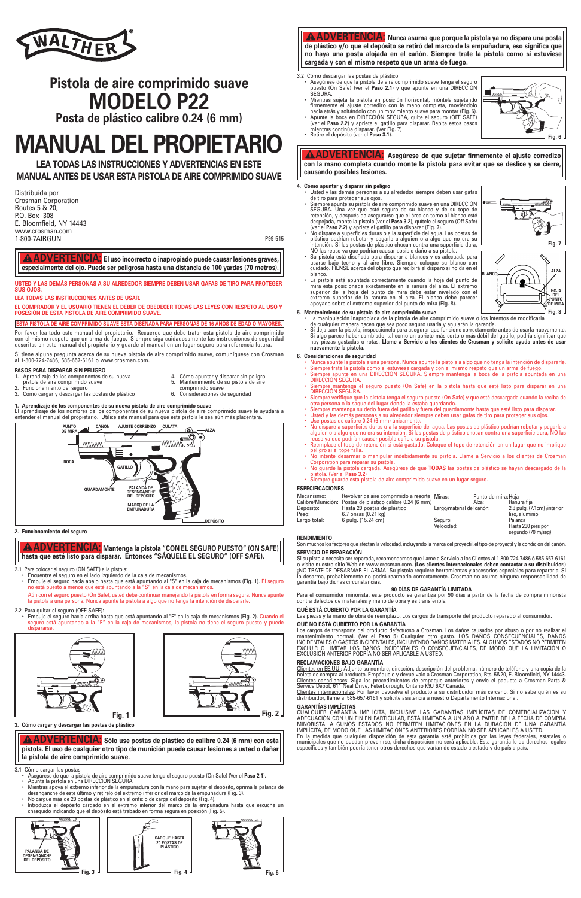# WALTHER

# Pistola de aire comprimido suave

# MODELO P22

## Posta de plástico calibre 0.24 (6 mm)

# MANUAL DEL PROPIETARIO

### LEA TODAS LAS INSTRUCCIONES Y ADVERTENCIAS EN ESTE MANUAL ANTES DE USAR ESTA PISTOLA DE AIRE COMPRIMIDO SUAVE

Distribuida por
Crosman Corporation
Routes 5 & 20,
P.O. Box 308
E. Bloomfield, NY 14443
www.crosman.com
1-800-7AIRGUN

P99-515

**⚠ADVERTENCIA: El uso incorrecto o inapropiado puede causar lesiones graves, especialmente del ojo. Puede ser peligrosa hasta una distancia de 100 yardas (70 metros).**

**USTED Y LAS DEMÁS PERSONAS A SU ALREDEDOR SIEMPRE DEBEN USAR GAFAS DE TIRO PARA PROTEGER SUS OJOS.**

**LEA TODAS LAS INSTRUCCIONES ANTES DE USAR.**

**EL COMPRADOR Y EL USUARIO TIENEN EL DEBER DE OBEDECER TODAS LAS LEYES CON RESPETO AL USO Y POSESIÓN DE ESTA PISTOLA DE AIRE COMPRIMIDO SUAVE.**

**ESTA PISTOLA DE AIRE COMPRIMIDO SUAVE ESTÁ DISEÑADA PARA PERSONAS DE 16 AÑOS DE EDAD O MAYORES.**

Por favor lea todo este manual del propietario. Recuerde que debe tratar esta pistola de aire comprimido con el mismo respeto que un arma de fuego. Siempre siga cuidadosamente las instrucciones de seguridad descritas en este manual del propietario y guarde el manual en un lugar seguro para referencia futura.

Si tiene alguna pregunta acerca de su nueva pistola de aire comprimido suave, comuníquese con Crosman al 1-800-724-7486, 585-657-6161 o www.crosman.com.

**PASOS PARA DISPARAR SIN PELIGRO**

1. Aprendizaje de los componentes de su nueva pistola de aire comprimido suave
2. Funcionamiento del seguro
3. Cómo cargar y descargar las postas de plástico
4. Cómo apuntar y disparar sin peligro
5. Mantenimiento de su pistola de aire comprimido suave
6. Consideraciones de seguridad

**1. Aprendizaje de los componentes de su nueva pistola de aire comprimido suave**
El aprendizaje de los nombres de los componentes de su nueva pistola de aire comprimido suave le ayudará a entender el manual del propietario. Utilice este manual para que esta pistola le sea aún más placentera.

PUNTO DE MIRA
CAÑÓN
AJUSTE CORREDIZO
CULATA
ALZA
BOCA
GATILLO
GUARDAMONTE
PALANCA DE DESENGANCHE DEL DEPÓSITO
MARCO DE LA EMPUÑADURA
DEPÓSITO

**2. Funcionamiento del seguro**

**⚠ADVERTENCIA: Mantenga la pistola "CON EL SEGURO PUESTO" (ON SAFE) hasta que esté listo para disparar. Entonces "SÁQUELE EL SEGURO" (OFF SAFE).**

2.1 Para colocar el seguro (ON SAFE) a la pistola:
- Encuentre el seguro en el lado izquierdo de la caja de mecanismos.
- Empuje el seguro hacia abajo hasta que está apuntando al "S" en la caja de mecanismos (Fig. 1). El seguro no está puesto a menos que esté apuntando a la "S" en la caja de mecanismos.

Aún con el seguro puesto (On Safe), usted debe continuar manejando la pistola en forma segura. Nunca apunte la pistola a una persona. Nunca apunte la pistola a algo que no tenga la intención de dispararle.

2.2 Para quitar el seguro (OFF SAFE):
- Empuje el seguro hacia arriba hasta que está apuntando al "F" en la caja de mecanismos (Fig. 2). Cuando el seguro está apuntando a la "F" en la caja de mecanismos, la pistola no tiene el seguro puesto y puede dispararse.

Fig. 1

Fig. 2

**3. Cómo cargar y descargar las postas de plástico**

**⚠ADVERTENCIA: Sólo use postas de plástico de calibre 0.24 (6 mm) con esta pistola. El uso de cualquier otro tipo de munición puede causar lesiones a usted o dañar la pistola de aire comprimido suave.**

3.1 Cómo cargar las postas
- Asegúrese de que la pistola de aire comprimido suave tenga el seguro puesto (On Safe) (Ver el **Paso 2.1**).
- Apunte la pistola en una DIRECCIÓN SEGURA.
- Mientras apoya el extremo inferior de la empuñadura con la mano para sujetar el depósito, oprima la palanca de desenganche de este último y retírelo del extremo inferior del marco de la empuñadura (Fig. 3).
- No cargue más de 20 postas de plástico en el orificio de carga del depósito (Fig. 4).
- Introduzca el depósito cargado en el extremo inferior del marco de la empuñadura hasta que escuche un chasquido indicando que el depósito está trabado en forma segura en posición (Fig. 5).

PALANCA DE DESENGANCHE DEL DEPÓSITO

Fig. 3

CARGUE HASTA 20 POSTAS DE PLÁSTICO

Fig. 4

Fig. 5

**⚠ADVERTENCIA: Nunca asuma que porque la pistola ya no dispara una posta de plástico y/o que el depósito se retiró del marco de la empuñadura, eso significa que no haya una posta alojada en el cañón. Siempre trate la pistola como si estuviese cargada y con el mismo respeto que un arma de fuego.**

3.2 Cómo descargar las postas de plástico
- Asegúrese de que la pistola de aire comprimido suave tenga el seguro puesto (On Safe) (ver el **Paso 2.1**) y que apunte en una DIRECCIÓN SEGURA.
- Mientras sujeta la pistola en posición horizontal, móntela sujetando firmemente el ajuste corredizo con la mano completa, moviéndolo hacia atrás y soltándolo con un movimiento suave para montar (Fig. 6).
- Apunte la boca en DIRECCIÓN SEGURA, quite el seguro (OFF SAFE) (ver el **Paso 2.2**) y apriete el gatillo para disparar. Repita estos pasos mientras continúa disparar. (Ver Fig. 7)
- Retire el depósito (ver el **Paso 3.1**).

Fig. 6

**⚠ADVERTENCIA: Asegúrese de que sujetar firmemente el ajuste corredizo con la mano completa cuando monte la pistola para evitar que se deslice y se cierre, causando posibles lesiones.**

**4. Cómo apuntar y disparar sin peligro**
- Usted y las demás personas a su alrededor siempre deben usar gafas de tiro para proteger sus ojos.
- Siempre apunte su pistola de aire comprimido suave en una DIRECCIÓN SEGURA. Una vez que esté seguro de su blanco y de su tope de retención, y después de asegurarse que el área en torno al blanco esté despejada, monte la pistola (ver el **Paso 3.2**), quítele el seguro (Off Safe) (ver el **Paso 2.2**) y apriete el gatillo para disparar (Fig. 7).
- No dispare a superficies duras o a la superficie del agua. Las postas de plástico podrían rebotar y pegarle a alguien o a algo que no era su intención. Si las postas de plástico chocan contra una superficie dura, NO las reuse ya que podrían causar posible daño a su pistola.
- Su pistola está diseñada para disparar a blancos y es adecuada para usarse bajo techo y al aire libre. Siempre coloque su blanco con cuidado. PIENSE acerca del objeto que recibirá el disparo si no da en el blanco.
- La pistola está apuntada correctamente cuando la hoja del punto de mira está posicionada exactamente en la ranura del alza. El extremo superior de la hoja del punto de mira debe estar nivelado con el extremo superior de la ranura en el alza. El blanco debe parecer apoyado sobre el extremo superior del punto de mira (Fig. 8).

Fig. 7

BLANCO
ALZA
HOJA DEL PUNTO DE MIRA

Fig. 8

**5. Mantenimiento de su pistola de aire comprimido suave**
- La manipulación inapropiada de la pistola de aire comprimido suave o los intentos de modificarla de cualquier manera hacen que sea poco seguro usarla y anularán la garantía.
- Si deja caer la pistola, inspecciónela para asegurar que funcione correctamente antes de usarla nuevamente. Si algo parece haber cambiado, tal como un apriete más corto o más débil del gatillo, podría significar que hay piezas gastadas o rotas. **Llame a Servicio a los clientes de Crosman y solicite ayuda antes de usar nuevamente la pistola.**

**6. Consideraciones de seguridad**
- Nunca apunte la pistola a una persona. Nunca apunte la pistola a algo que no tenga la intención de dispararle.
- Siempre trate la pistola como si estuviese cargada y con el mismo respeto que un arma de fuego.
- Siempre apunte en una DIRECCIÓN SEGURA. Siempre mantenga la boca de la pistola apuntada en una DIRECCIÓN SEGURA.
- Siempre mantenga el seguro puesto (On Safe) en la pistola hasta que esté listo para disparar en una DIRECCIÓN SEGURA.
- Siempre verifique que la pistola tenga el seguro puesto (On Safe) y que esté descargada cuando la reciba de otra persona o la saque del lugar donde la estaba guardando.
- Siempre mantenga su dedo fuera del gatillo y fuera del guardamonte hasta que esté listo para disparar.
- Usted y las demás personas a su alrededor siempre deben usar gafas de tiro para proteger sus ojos.
- Use postas de calibre 0.24 (6 mm) únicamente.
- No dispare a superficies duras o a la superficie del agua. Las postas de plástico podrían rebotar y pegarle a alguien o a algo que no era su intención. Si las postas de plástico chocan contra una superficie dura, NO las reuse ya que podrían causar posible daño a su pistola.
- Reemplace el tope de retención si está gastado. Coloque el tope de retención en un lugar que no implique peligro si el tope falla.
- No intente desarmar o manipular indebidamente su pistola. Llame a Servicio a los clientes de Crosman Corporation para reparar su pistola.
- No guarde la pistola cargada. Asegúrese de que **TODAS** las postas de plástico se hayan descargado de la pistola. (Ver el **Paso 3.2**)
- Siempre guarde esta pistola de aire comprimido suave en un lugar seguro.

**ESPECIFICACIONES**

| | | | | | |
|---|---|---|---|---|---|
| Mecanismo: | Revólver de aire comprimido a resorte | Miras: | | Punto de mira: | Hoja |
| Calibre/Munición: | Postas de plástico calibre 0.24 (6 mm) | | | Alza: | Ranura fija |
| Depósito: | Hasta 20 postas de plástico | Largo/material del cañón: | | | 2.8 pulg. (7.1cm) /interior liso, aluminio |
| Peso: | 6.7 onzas (0.21 kg) | | | | |
| Largo total: | 6 pulg. (15.24 cm) | Seguro: | | | Palanca |
| | | Velocidad: | | | Hasta 230 pies por segundo (70 m/seg) |

**RENDIMIENTO**
Son muchos los factores que afectan la velocidad, incluyendo la marca del proyectil, el tipo de proyectil y la condición del cañón.

**SERVICIO DE REPARACIÓN**
Si su pistola necesita ser reparada, recomendamos que llame a Servicio a los Clientes al 1-800-724-7486 ó 585-657-6161 o visite nuestro sitio Web en www.crosman.com. **(Los clientes internacionales deben contactar a su distribuidor.)** ¡NO TRATE DE DESARMAR EL ARMA! Su pistola requiere herramientas y accesorios especiales para repararla. Si lo desarma, probablemente no podrá rearmarlo correctamente. Crosman no asume ninguna responsabilidad de garantía bajo dichas circunstancias.

**90 DÍAS DE GARANTÍA LIMITADA**
Para el consumidor minorista, este producto se garantiza por 90 días a partir de la fecha de compra minorista contra defectos de materiales y mano de obra y es transferible.

**QUÉ ESTÁ CUBIERTO POR LA GARANTÍA**
Las piezas y la mano de obra de reemplazo. Los cargos de transporte del producto reparado al consumidor.

**QUÉ NO ESTÁ CUBIERTO POR LA GARANTÍA**
Los cargos de transporte del producto defectuoso a Crosman. Los daños causados por abuso o por no realizar el mantenimiento normal. (Ver el **Paso 5**) Cualquier otro gasto. LOS DAÑOS CONSECUENCIALES, DAÑOS INCIDENTALES O GASTOS INCIDENTALES, INCLUYENDO DAÑOS MATERIALES. ALGUNOS ESTADOS NO PERMITEN EXCLUIR O LIMITAR LOS DAÑOS INCIDENTALES O CONSECUENCIALES, DE MODO QUE LA LIMITACIÓN O EXCLUSIÓN ANTERIOR PODRÍA NO SER APLICABLE A USTED.

**RECLAMACIONES BAJO GARANTÍA**
Clientes en EE.UU.: Adjunte su nombre, dirección, descripción del problema, número de teléfono y una copia de la boleta de compra al producto. Empáquelo y devuélvalo a Crosman Corporation, Rts. 5&20, E. Bloomfield, NY 14443.
Clientes canadienses: Siga los procedimientos de empaque anteriores y envíe el paquete a Crosman Parts & Service Depot, 611 Neal Drive, Peterborough, Ontario K9J 6X7 Canadá.
Clientes internacionales: Por favor devuelva el producto a su distribuidor más cercano. Si no sabe quién es su distribuidor, llame al 585-657-6161 y solicite asistencia a nuestro Departamento Internacional.

**GARANTÍAS IMPLÍCITAS**
CUALQUIER GARANTÍA IMPLÍCITA, INCLUSIVE LAS GARANTÍAS IMPLÍCITAS DE COMERCIALIZACIÓN Y ADECUACIÓN CON UN FIN EN PARTICULAR, ESTÁ LIMITADA A UN AÑO A PARTIR DE LA FECHA DE COMPRA MINORISTA. ALGUNOS ESTADOS NO PERMITEN LIMITACIONES EN LA DURACIÓN DE UNA GARANTÍA IMPLÍCITA, DE MODO QUE LAS LIMITACIONES ANTERIORES PODRÍAN NO SER APLICABLES A USTED.
En la medida que cualquier disposición de esta garantía esté prohibida por las leyes federales, estatales o municipales que no puedan prevenirse, dicha disposición no será aplicable. Esta garantía le da derechos legales específicos y también podría tener otros derechos que varían de estado a estado y de país a país.